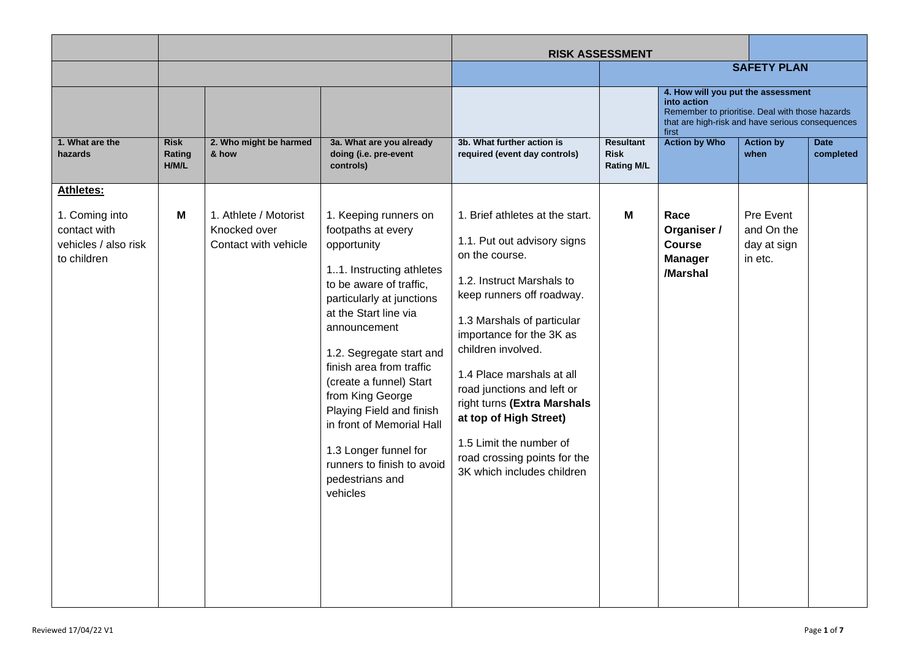| | | | | RISK ASSESSMENT | | | | |
|---|---|---|---|---|---|---|---|---|
| | | | | | | **SAFETY PLAN** | | |
| | | | | | | **4. How will you put the assessment into action** Remember to prioritise. Deal with those hazards that are high-risk and have serious consequences first | | |
| **1. What are the hazards** | **Risk Rating H/M/L** | **2. Who might be harmed & how** | **3a. What are you already doing (i.e. pre-event controls)** | **3b. What further action is required (event day controls)** | **Resultant Risk Rating M/L** | **Action by Who** | **Action by when** | **Date completed** |
| **Athletes:**<br><br>1. Coming into contact with vehicles / also risk to children | **M** | 1. Athlete / Motorist Knocked over Contact with vehicle | 1. Keeping runners on footpaths at every opportunity<br><br>1..1. Instructing athletes to be aware of traffic, particularly at junctions at the Start line via announcement<br><br>1.2. Segregate start and finish area from traffic (create a funnel) Start from King George Playing Field and finish in front of Memorial Hall<br><br>1.3 Longer funnel for runners to finish to avoid pedestrians and vehicles | 1. Brief athletes at the start.<br><br>1.1. Put out advisory signs on the course.<br><br>1.2. Instruct Marshals to keep runners off roadway.<br><br>1.3 Marshals of particular importance for the 3K as children involved.<br><br>1.4 Place marshals at all road junctions and left or right turns **(Extra Marshals at top of High Street)**<br><br>1.5 Limit the number of road crossing points for the 3K which includes children | **M** | **Race Organiser / Course Manager /Marshal** | Pre Event and On the day at sign in etc. | |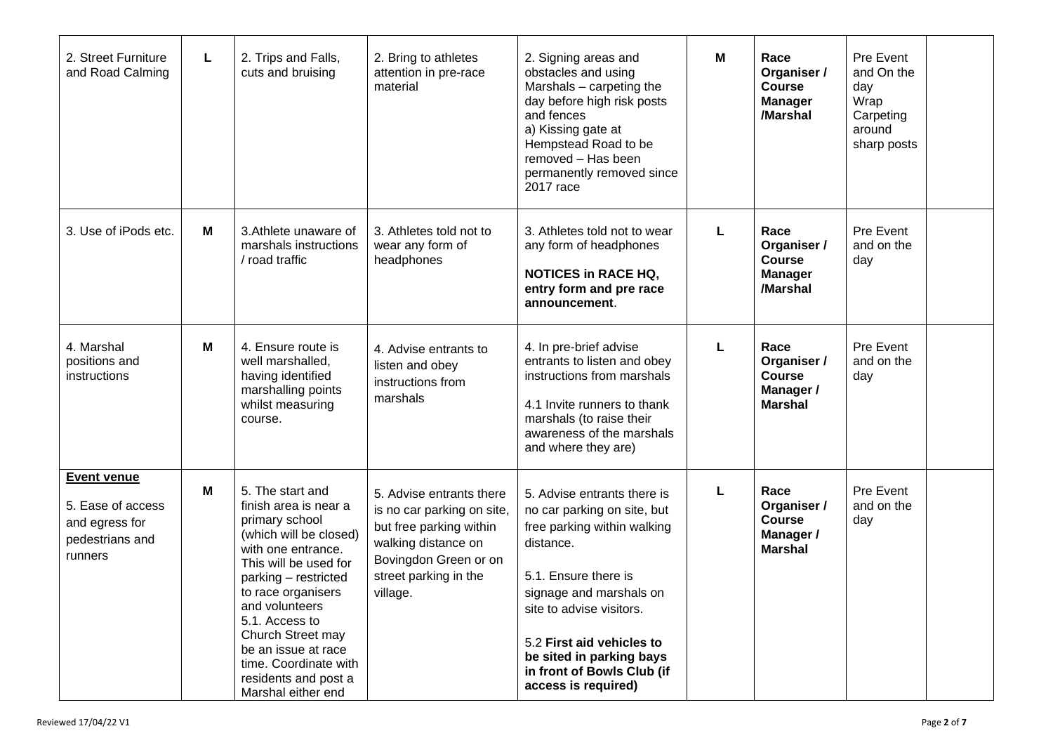| 2. Street Furniture and Road Calming | **L** | 2. Trips and Falls, cuts and bruising | 2. Bring to athletes attention in pre-race material | 2. Signing areas and obstacles and using Marshals – carpeting the day before high risk posts and fences<br>a) Kissing gate at Hempstead Road to be removed – Has been permanently removed since 2017 race | **M** | **Race Organiser / Course Manager /Marshal** | Pre Event and On the day<br>Wrap Carpeting around sharp posts | |
|---|---|---|---|---|---|---|---|---|
| 3. Use of iPods etc. | **M** | 3.Athlete unaware of marshals instructions / road traffic | 3. Athletes told not to wear any form of headphones | 3. Athletes told not to wear any form of headphones<br><br>**NOTICES in RACE HQ, entry form and pre race announcement**. | **L** | **Race Organiser / Course Manager /Marshal** | Pre Event and on the day | |
| 4. Marshal positions and instructions | **M** | 4. Ensure route is well marshalled, having identified marshalling points whilst measuring course. | 4. Advise entrants to listen and obey instructions from marshals | 4. In pre-brief advise entrants to listen and obey instructions from marshals<br><br>4.1 Invite runners to thank marshals (to raise their awareness of the marshals and where they are) | **L** | **Race Organiser / Course Manager / Marshal** | Pre Event and on the day | |
| **Event venue**<br>5. Ease of access and egress for pedestrians and runners | **M** | 5. The start and finish area is near a primary school (which will be closed) with one entrance. This will be used for parking – restricted to race organisers and volunteers<br>5.1. Access to Church Street may be an issue at race time. Coordinate with residents and post a Marshal either end | 5. Advise entrants there is no car parking on site, but free parking within walking distance on Bovingdon Green or on street parking in the village. | 5. Advise entrants there is no car parking on site, but free parking within walking distance.<br><br>5.1. Ensure there is signage and marshals on site to advise visitors.<br><br>5.2 **First aid vehicles to be sited in parking bays in front of Bowls Club (if access is required)** | **L** | **Race Organiser / Course Manager / Marshal** | Pre Event and on the day | |

Reviewed 17/04/22 V1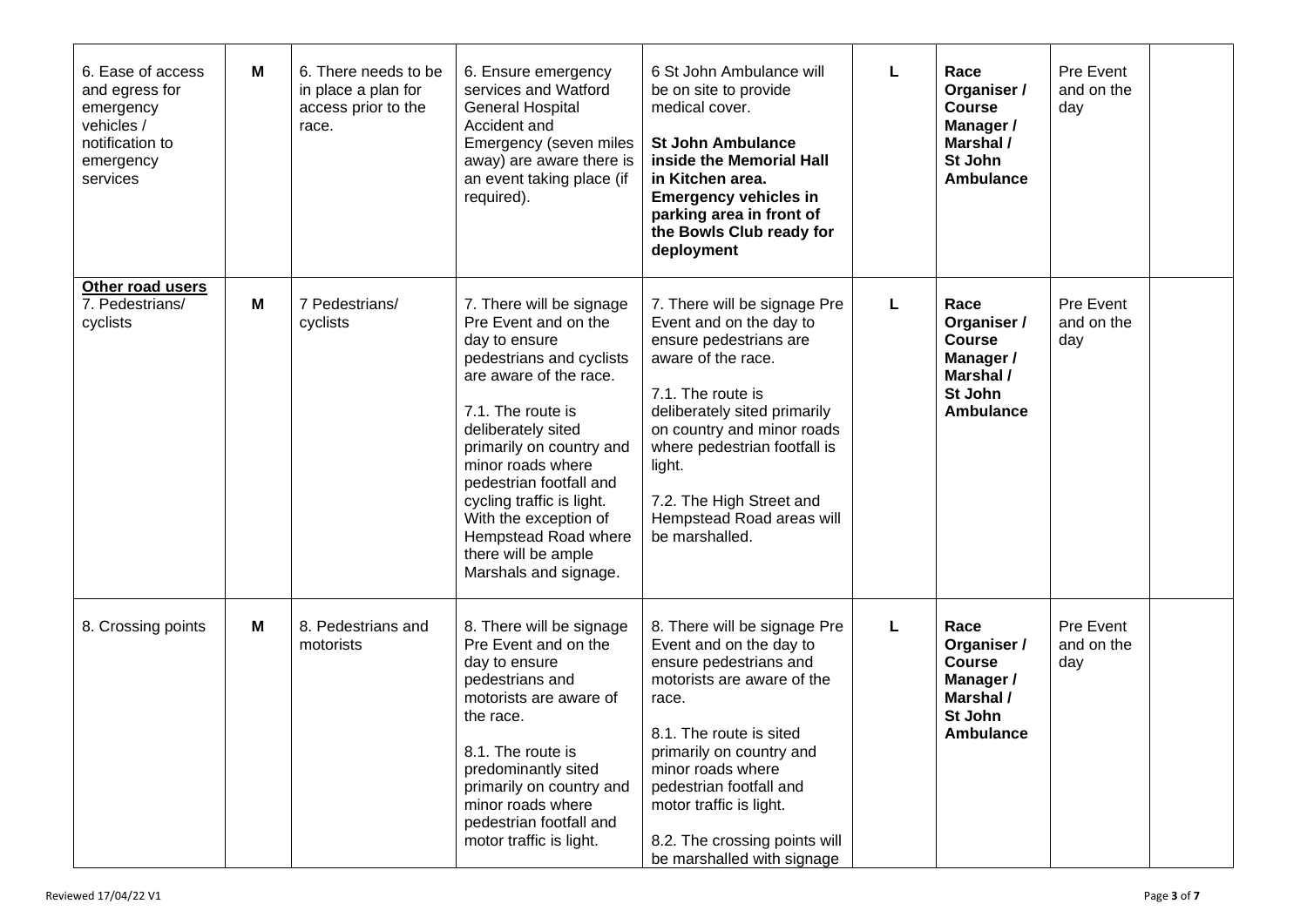| | | | | | | | | |
|---|---|---|---|---|---|---|---|---|
| 6. Ease of access and egress for emergency vehicles / notification to emergency services | **M** | 6. There needs to be in place a plan for access prior to the race. | 6. Ensure emergency services and Watford General Hospital Accident and Emergency (seven miles away) are aware there is an event taking place (if required). | 6 St John Ambulance will be on site to provide medical cover.<br><br>**St John Ambulance inside the Memorial Hall in Kitchen area.**<br>**Emergency vehicles in parking area in front of the Bowls Club ready for deployment** | **L** | **Race Organiser / Course Manager / Marshal / St John Ambulance** | Pre Event and on the day | |
| **Other road users**<br>7. Pedestrians/ cyclists | **M** | 7 Pedestrians/ cyclists | 7. There will be signage Pre Event and on the day to ensure pedestrians and cyclists are aware of the race.<br><br>7.1. The route is deliberately sited primarily on country and minor roads where pedestrian footfall and cycling traffic is light. With the exception of Hempstead Road where there will be ample Marshals and signage. | 7. There will be signage Pre Event and on the day to ensure pedestrians are aware of the race.<br><br>7.1. The route is deliberately sited primarily on country and minor roads where pedestrian footfall is light.<br><br>7.2. The High Street and Hempstead Road areas will be marshalled. | **L** | **Race Organiser / Course Manager / Marshal / St John Ambulance** | Pre Event and on the day | |
| 8. Crossing points | **M** | 8. Pedestrians and motorists | 8. There will be signage Pre Event and on the day to ensure pedestrians and motorists are aware of the race.<br><br>8.1. The route is predominantly sited primarily on country and minor roads where pedestrian footfall and motor traffic is light. | 8. There will be signage Pre Event and on the day to ensure pedestrians and motorists are aware of the race.<br><br>8.1. The route is sited primarily on country and minor roads where pedestrian footfall and motor traffic is light.<br><br>8.2. The crossing points will be marshalled with signage | **L** | **Race Organiser / Course Manager / Marshal / St John Ambulance** | Pre Event and on the day | |

Reviewed 17/04/22 V1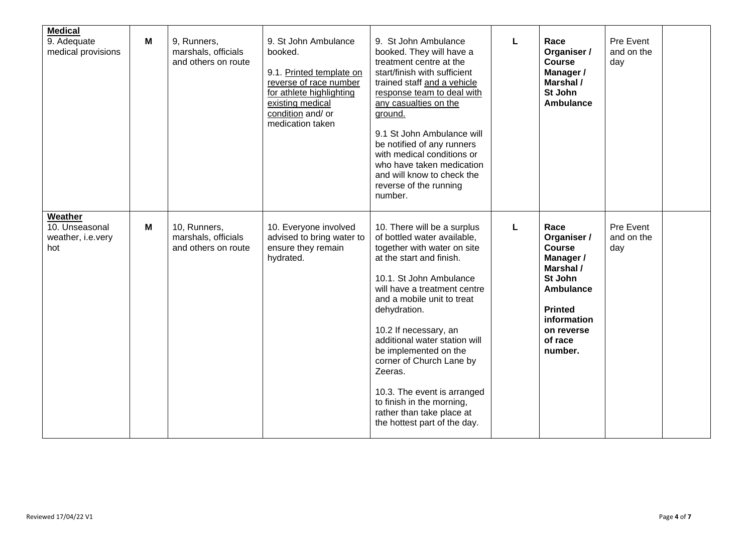| | | | | | | | | |
|---|---|---|---|---|---|---|---|---|
| **Medical**<br>9. Adequate medical provisions | **M** | 9, Runners, marshals, officials and others on route | 9. St John Ambulance booked.<br><br>9.1. Printed template on reverse of race number for athlete highlighting existing medical condition and/ or medication taken | 9. St John Ambulance booked. They will have a treatment centre at the start/finish with sufficient trained staff and a vehicle response team to deal with any casualties on the ground.<br><br>9.1 St John Ambulance will be notified of any runners with medical conditions or who have taken medication and will know to check the reverse of the running number. | **L** | **Race Organiser / Course Manager / Marshal / St John Ambulance** | Pre Event and on the day | |
| **Weather**<br>10. Unseasonal weather, i.e.very hot | **M** | 10, Runners, marshals, officials and others on route | 10. Everyone involved advised to bring water to ensure they remain hydrated. | 10. There will be a surplus of bottled water available, together with water on site at the start and finish.<br><br>10.1. St John Ambulance will have a treatment centre and a mobile unit to treat dehydration.<br><br>10.2 If necessary, an additional water station will be implemented on the corner of Church Lane by Zeeras.<br><br>10.3. The event is arranged to finish in the morning, rather than take place at the hottest part of the day. | **L** | **Race Organiser / Course Manager / Marshal / St John Ambulance**<br><br>**Printed information on reverse of race number.** | Pre Event and on the day | |

Reviewed 17/04/22 V1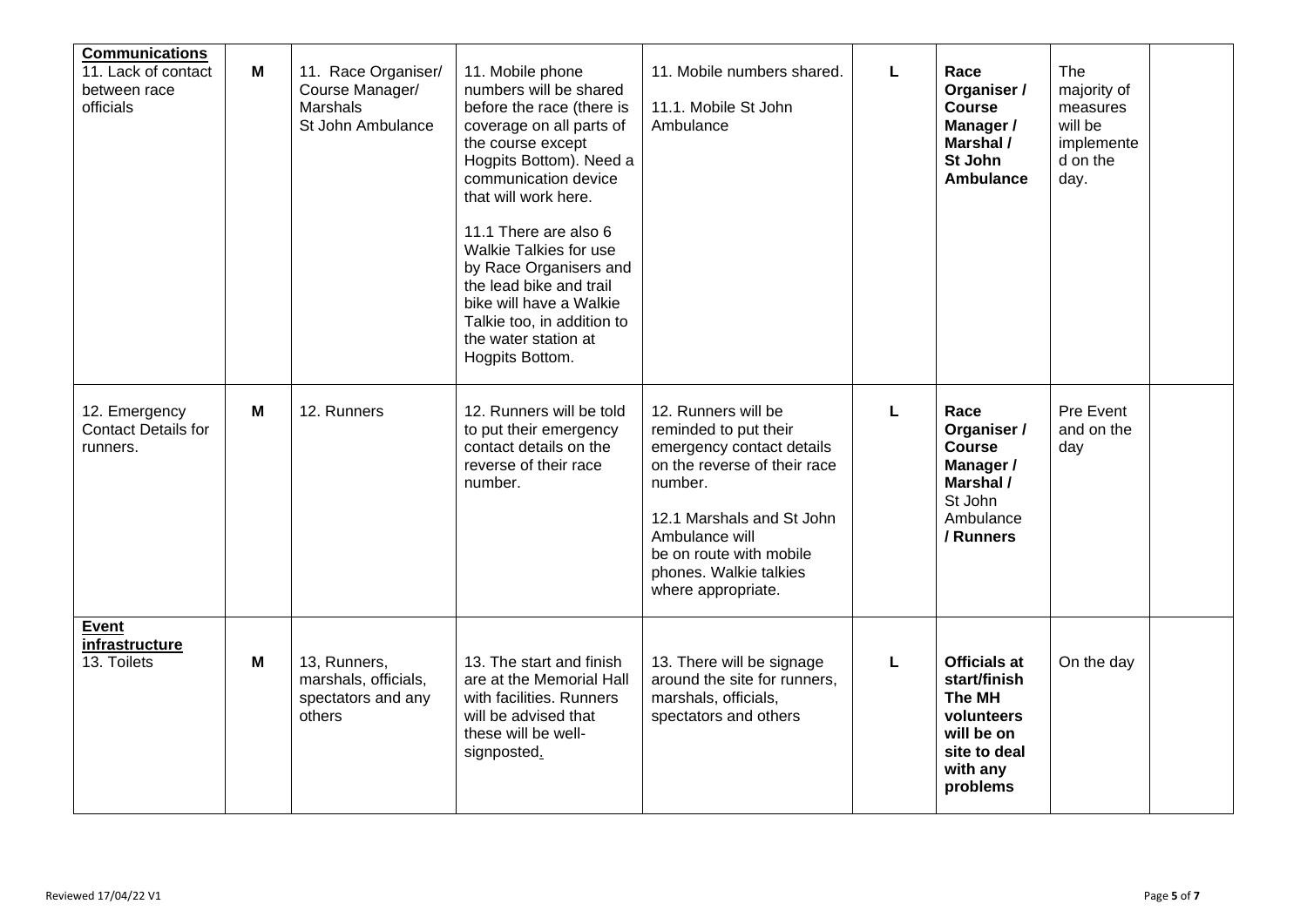| **Communications** 11. Lack of contact between race officials | M | 11. Race Organiser/ Course Manager/ Marshals St John Ambulance | 11. Mobile phone numbers will be shared before the race (there is coverage on all parts of the course except Hogpits Bottom). Need a communication device that will work here.<br><br>11.1 There are also 6 Walkie Talkies for use by Race Organisers and the lead bike and trail bike will have a Walkie Talkie too, in addition to the water station at Hogpits Bottom. | 11. Mobile numbers shared.<br><br>11.1. Mobile St John Ambulance | L | **Race Organiser / Course Manager / Marshal / St John Ambulance** | The majority of measures will be implemented on the day. | |
|---|---|---|---|---|---|---|---|---|
| 12. Emergency Contact Details for runners. | M | 12. Runners | 12. Runners will be told to put their emergency contact details on the reverse of their race number. | 12. Runners will be reminded to put their emergency contact details on the reverse of their race number.<br><br>12.1 Marshals and St John Ambulance will be on route with mobile phones. Walkie talkies where appropriate. | L | **Race Organiser / Course Manager / Marshal /** St John Ambulance **/ Runners** | Pre Event and on the day | |
| **Event infrastructure** 13. Toilets | M | 13, Runners, marshals, officials, spectators and any others | 13. The start and finish are at the Memorial Hall with facilities. Runners will be advised that these will be well-signposted. | 13. There will be signage around the site for runners, marshals, officials, spectators and others | L | **Officials at start/finish The MH volunteers will be on site to deal with any problems** | On the day | |

Reviewed 17/04/22 V1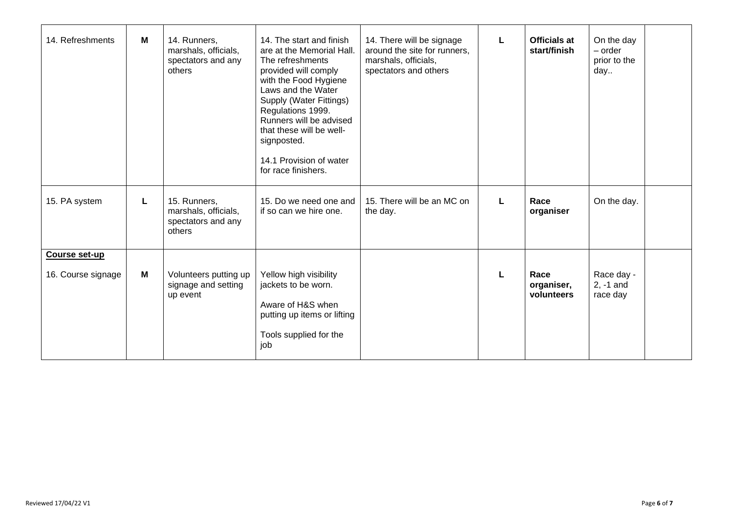| | | | | | | | | |
|---|---|---|---|---|---|---|---|---|
| 14. Refreshments | **M** | 14. Runners, marshals, officials, spectators and any others | 14. The start and finish are at the Memorial Hall. The refreshments provided will comply with the Food Hygiene Laws and the Water Supply (Water Fittings) Regulations 1999. Runners will be advised that these will be well-signposted.<br><br>14.1 Provision of water for race finishers. | 14. There will be signage around the site for runners, marshals, officials, spectators and others | **L** | **Officials at start/finish** | On the day – order prior to the day.. | |
| 15. PA system | **L** | 15. Runners, marshals, officials, spectators and any others | 15. Do we need one and if so can we hire one. | 15. There will be an MC on the day. | **L** | **Race organiser** | On the day. | |
| **Course set-up**<br><br>16. Course signage | **M** | Volunteers putting up signage and setting up event | Yellow high visibility jackets to be worn.<br><br>Aware of H&S when putting up items or lifting<br><br>Tools supplied for the job | | **L** | **Race organiser, volunteers** | Race day - 2, -1 and race day | |

Reviewed 17/04/22 V1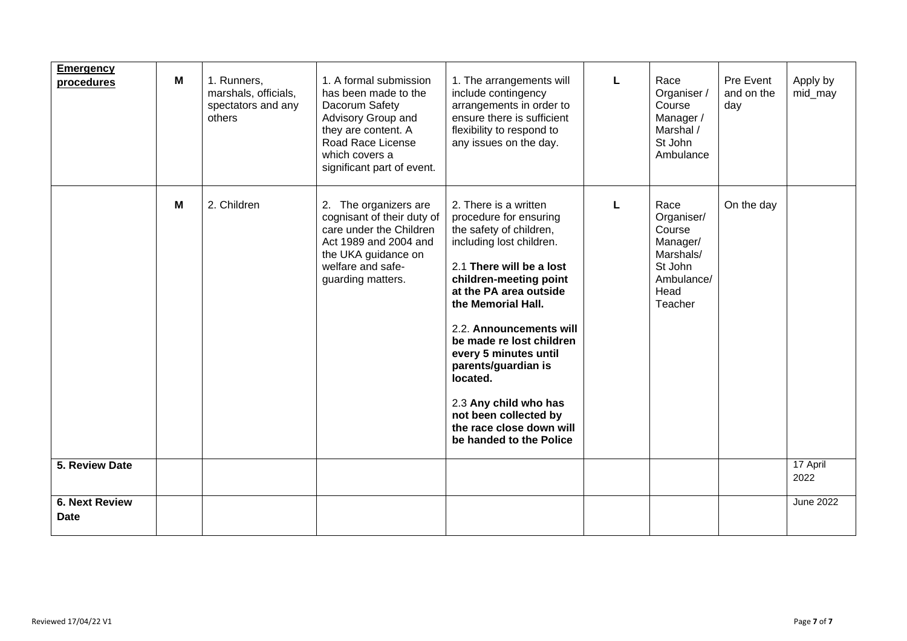| | | | | | | | | |
|---|---|---|---|---|---|---|---|---|
| **Emergency procedures** | **M** | 1. Runners, marshals, officials, spectators and any others | 1. A formal submission has been made to the Dacorum Safety Advisory Group and they are content. A Road Race License which covers a significant part of event. | 1. The arrangements will include contingency arrangements in order to ensure there is sufficient flexibility to respond to any issues on the day. | **L** | Race Organiser / Course Manager / Marshal / St John Ambulance | Pre Event and on the day | Apply by mid_may |
| | **M** | 2. Children | 2. The organizers are cognisant of their duty of care under the Children Act 1989 and 2004 and the UKA guidance on welfare and safe-guarding matters. | 2. There is a written procedure for ensuring the safety of children, including lost children.<br><br>2.1 **There will be a lost children-meeting point at the PA area outside the Memorial Hall.**<br><br>2.2. **Announcements will be made re lost children every 5 minutes until parents/guardian is located.**<br><br>2.3 **Any child who has not been collected by the race close down will be handed to the Police** | **L** | Race Organiser/ Course Manager/ Marshals/ St John Ambulance/ Head Teacher | On the day | |
| **5. Review Date** | | | | | | | | 17 April 2022 |
| **6. Next Review Date** | | | | | | | | June 2022 |